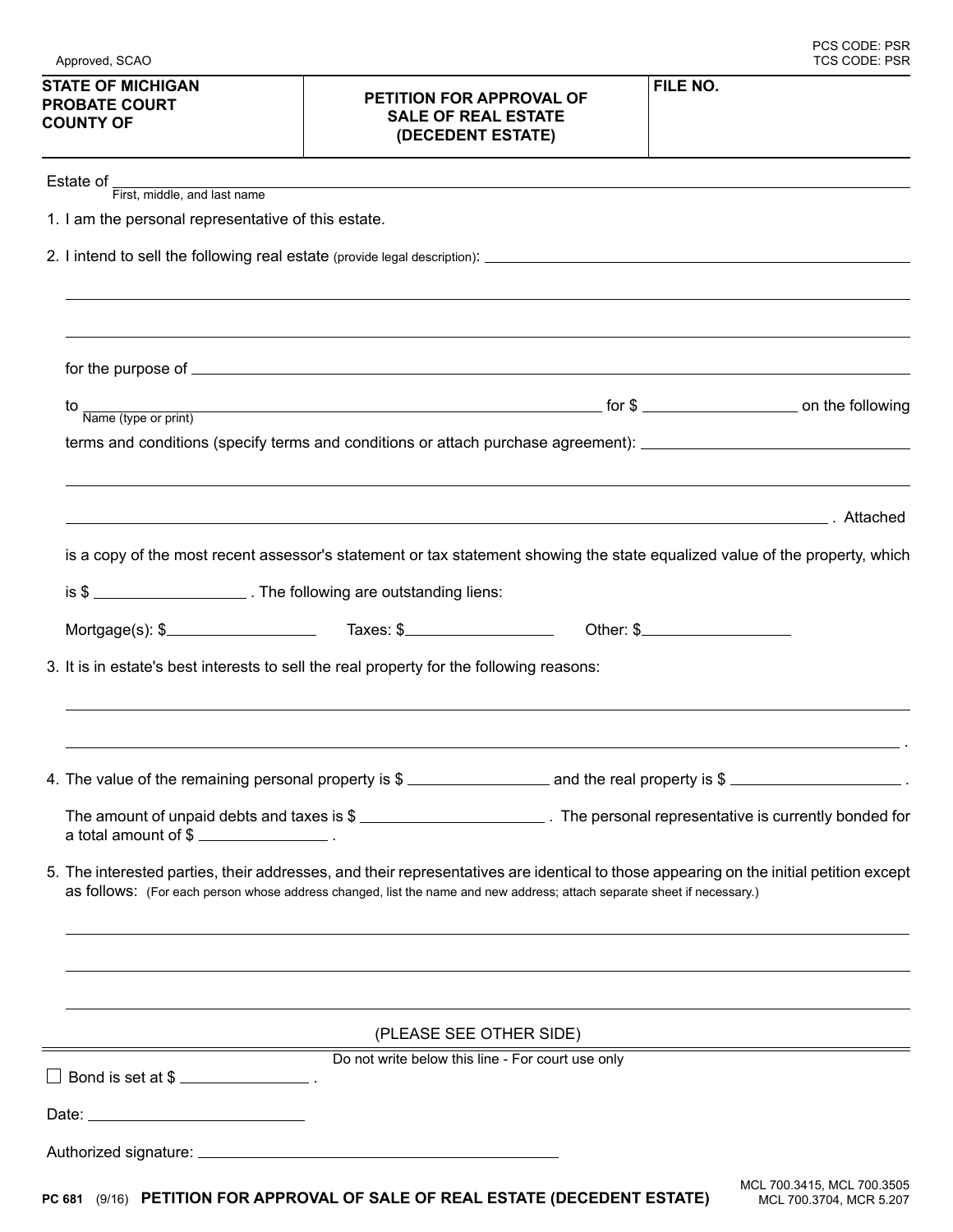Approved, SCAO

PCS CODE: PSR
TCS CODE: PSR

| STATE OF MICHIGAN PROBATE COURT COUNTY OF | PETITION FOR APPROVAL OF SALE OF REAL ESTATE (DECEDENT ESTATE) | FILE NO. |
|---|---|---|

Estate of ______________________________________________
First, middle, and last name

1. I am the personal representative of this estate.

2. I intend to sell the following real estate (provide legal description): ______________________________________________

______________________________________________

______________________________________________

for the purpose of ______________________________________________

to ______________________________________________ for $ __________________ on the following
Name (type or print)

terms and conditions (specify terms and conditions or attach purchase agreement): ______________________________________________

______________________________________________

______________________________________________. Attached is a copy of the most recent assessor's statement or tax statement showing the state equalized value of the property, which is $ __________________ . The following are outstanding liens:

Mortgage(s): $__________________ Taxes: $__________________ Other: $__________________

3. It is in estate's best interests to sell the real property for the following reasons:

______________________________________________

______________________________________________.

4. The value of the remaining personal property is $ __________________ and the real property is $ __________________ .

The amount of unpaid debts and taxes is $ __________________ . The personal representative is currently bonded for a total amount of $ __________________ .

5. The interested parties, their addresses, and their representatives are identical to those appearing on the initial petition except as follows: (For each person whose address changed, list the name and new address; attach separate sheet if necessary.)

______________________________________________

______________________________________________

______________________________________________

(PLEASE SEE OTHER SIDE)

Do not write below this line - For court use only

☐ Bond is set at $ __________________ .

Date: __________________

Authorized signature: ______________________________________________

PC 681 (9/16) **PETITION FOR APPROVAL OF SALE OF REAL ESTATE (DECEDENT ESTATE)**

MCL 700.3415, MCL 700.3505
MCL 700.3704, MCR 5.207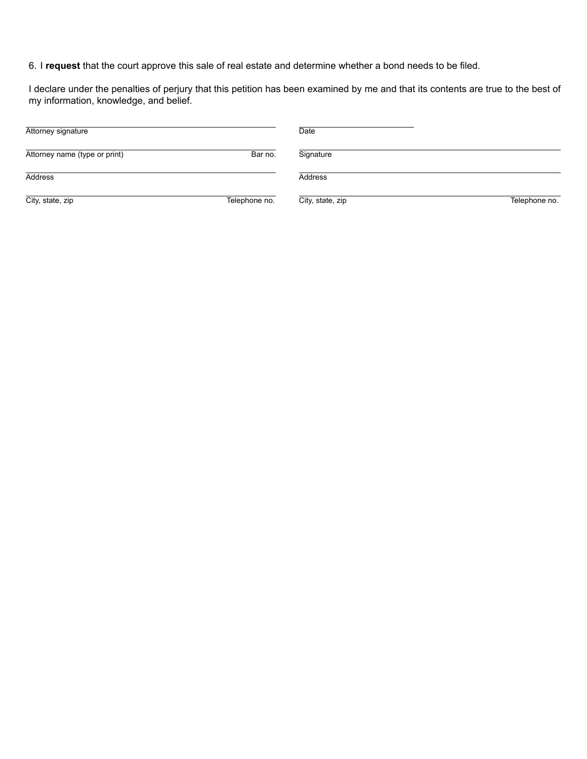6. I **request** that the court approve this sale of real estate and determine whether a bond needs to be filed.

I declare under the penalties of perjury that this petition has been examined by me and that its contents are true to the best of my information, knowledge, and belief.

| | | | |
|---|---|---|---|
| Attorney signature | | Date | |
| Attorney name (type or print) | Bar no. | Signature | |
| Address | | Address | |
| City, state, zip | Telephone no. | City, state, zip | Telephone no. |